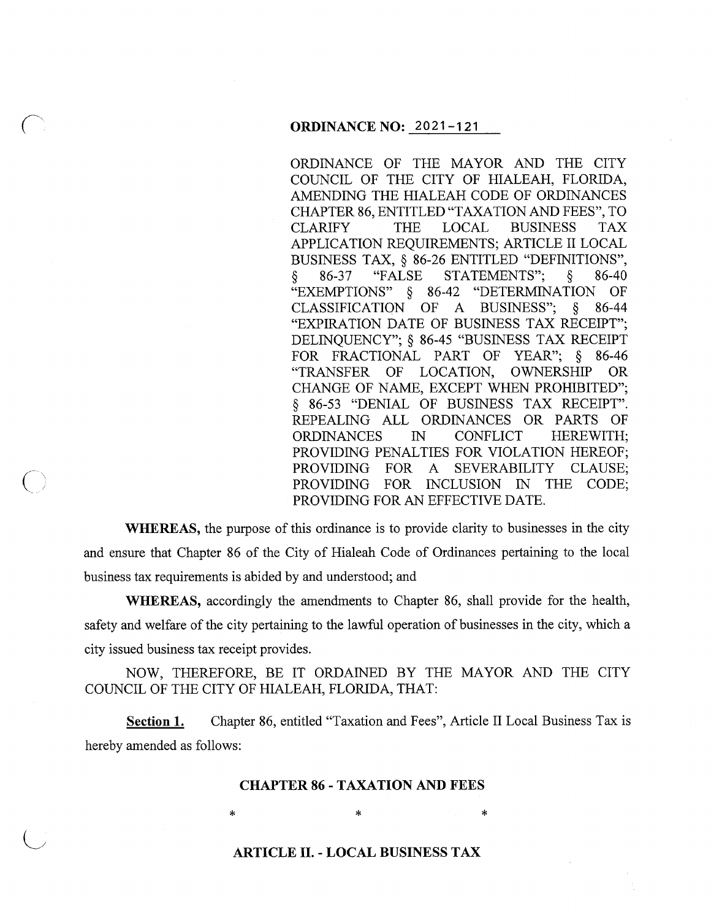**ORDINANCE NO: 2021-121**

ORDINANCE OF THE MAYOR AND THE CITY COUNCIL OF THE CITY OF HIALEAH, FLORIDA, AMENDING THE HIALEAH CODE OF ORDINANCES CHAPTER 86, ENTITLED "TAXATION AND FEES", TO CLARIFY THE LOCAL BUSINESS TAX APPLICATION REQUIREMENTS; ARTICLE II LOCAL BUSINESS TAX, § 86-26 ENTITLED "DEFINITIONS", § 86-37 "FALSE STATEMENTS"; § 86-40 "EXEMPTIONS" § 86-42 "DETERMINATION OF CLASSIFICATION OF A BUSINESS"; § 86-44 "EXPIRATION DATE OF BUSINESS TAX RECEIPT"; DELINQUENCY"; § 86-45 "BUSINESS TAX RECEIPT FOR FRACTIONAL PART OF YEAR"; § 86-46 "TRANSFER OF LOCATION, OWNERSHIP OR CHANGE OF NAME, EXCEPT WHEN PROHIBITED"; § 86-53 "DENIAL OF BUSINESS TAX RECEIPT". REPEALING ALL ORDINANCES OR PARTS OF ORDINANCES IN CONFLICT HEREWITH; PROVIDING PENALTIES FOR VIOLATION HEREOF; PROVIDING FOR A SEVERABILITY CLAUSE; PROVIDING FOR INCLUSION IN THE CODE; PROVIDING FOR AN EFFECTIVE DATE.

**WHEREAS,** the purpose of this ordinance is to provide clarity to businesses in the city and ensure that Chapter 86 of the City of Hialeah Code of Ordinances pertaining to the local business tax requirements is abided by and understood; and

**WHEREAS,** accordingly the amendments to Chapter 86, shall provide for the health, safety and welfare of the city pertaining to the lawful operation of businesses in the city, which a city issued business tax receipt provides.

NOW, THEREFORE, BE IT ORDAINED BY THE MAYOR AND THE CITY COUNCIL OF THE CITY OF HIALEAH, FLORIDA, THAT:

**Section 1.** Chapter 86, entitled "Taxation and Fees", Article II Local Business Tax is hereby amended as follows:

**CHAPTER 86 - TAXATION AND FEES**

\* \* \*

**ARTICLE II. - LOCAL BUSINESS TAX**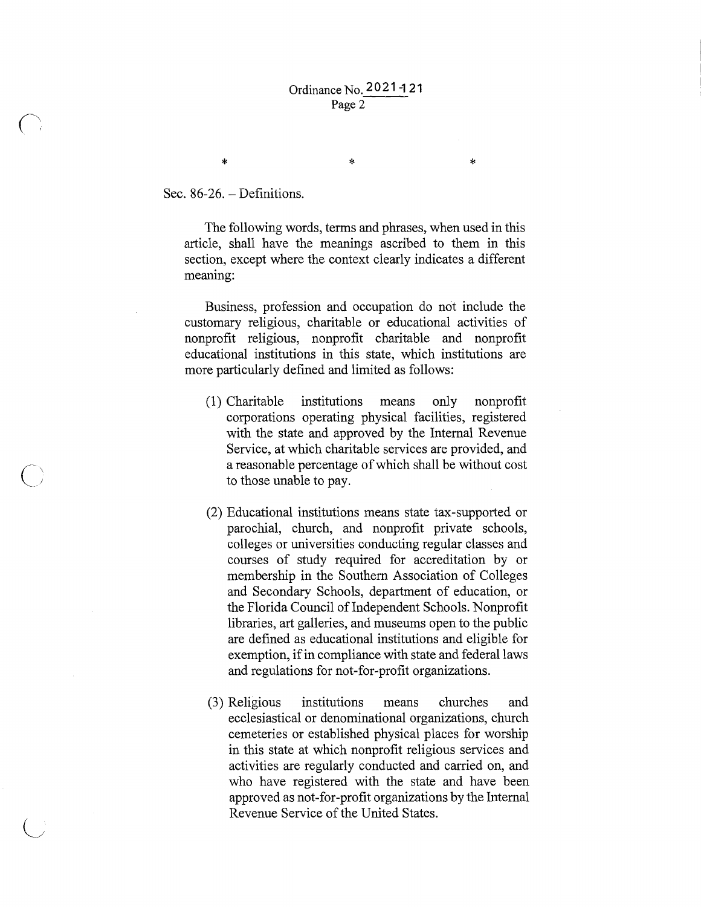\*                    \*                    \*

Sec. 86-26. – Definitions.

The following words, terms and phrases, when used in this article, shall have the meanings ascribed to them in this section, except where the context clearly indicates a different meaning:

Business, profession and occupation do not include the customary religious, charitable or educational activities of nonprofit religious, nonprofit charitable and nonprofit educational institutions in this state, which institutions are more particularly defined and limited as follows:

(1) Charitable institutions means only nonprofit corporations operating physical facilities, registered with the state and approved by the Internal Revenue Service, at which charitable services are provided, and a reasonable percentage of which shall be without cost to those unable to pay.

(2) Educational institutions means state tax-supported or parochial, church, and nonprofit private schools, colleges or universities conducting regular classes and courses of study required for accreditation by or membership in the Southern Association of Colleges and Secondary Schools, department of education, or the Florida Council of Independent Schools. Nonprofit libraries, art galleries, and museums open to the public are defined as educational institutions and eligible for exemption, if in compliance with state and federal laws and regulations for not-for-profit organizations.

(3) Religious institutions means churches and ecclesiastical or denominational organizations, church cemeteries or established physical places for worship in this state at which nonprofit religious services and activities are regularly conducted and carried on, and who have registered with the state and have been approved as not-for-profit organizations by the Internal Revenue Service of the United States.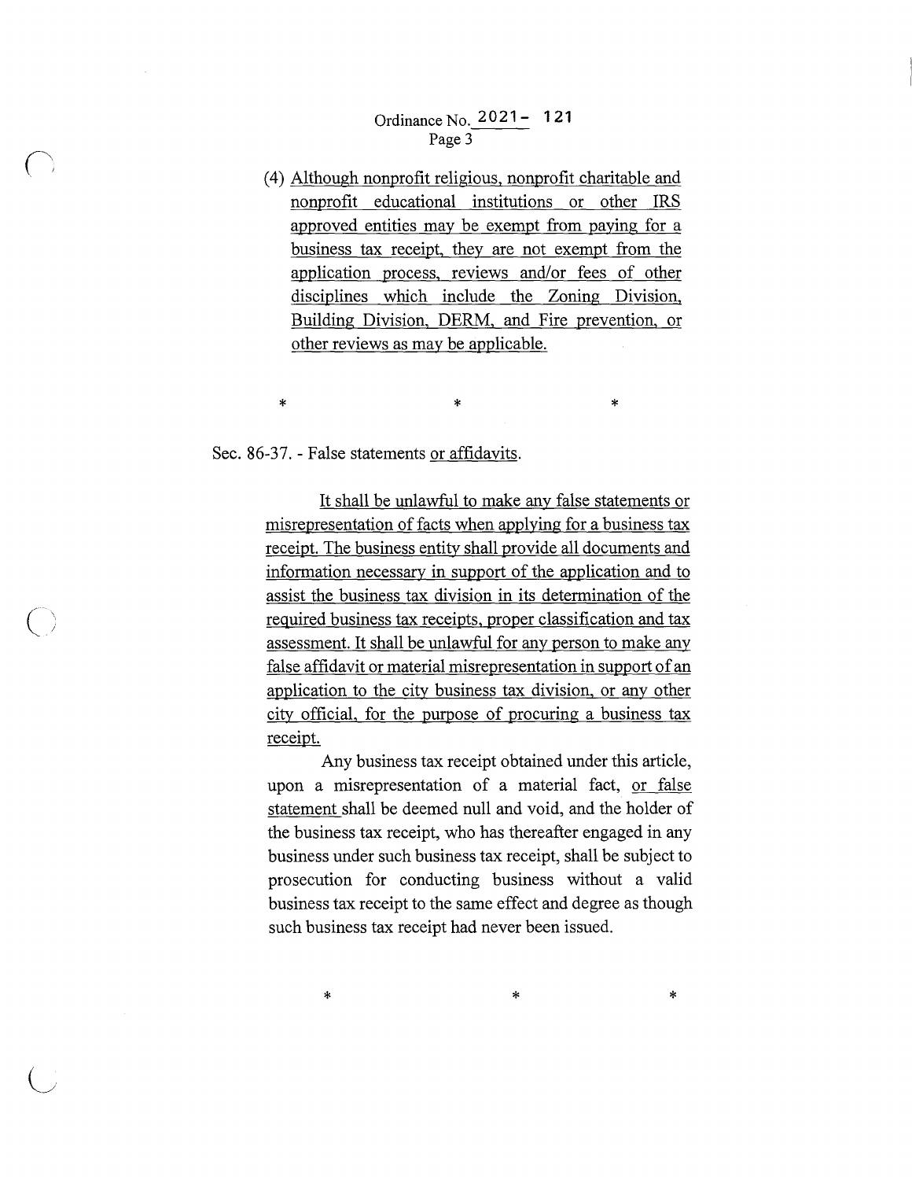Ordinance No. 2021- 121

(4) Although nonprofit religious, nonprofit charitable and nonprofit educational institutions or other IRS approved entities may be exempt from paying for a business tax receipt, they are not exempt from the application process, reviews and/or fees of other disciplines which include the Zoning Division, Building Division, DERM, and Fire prevention, or other reviews as may be applicable.

\*                    \*                    \*

Sec. 86-37. - False statements or affidavits.

It shall be unlawful to make any false statements or misrepresentation of facts when applying for a business tax receipt. The business entity shall provide all documents and information necessary in support of the application and to assist the business tax division in its determination of the required business tax receipts, proper classification and tax assessment. It shall be unlawful for any person to make any false affidavit or material misrepresentation in support of an application to the city business tax division, or any other city official, for the purpose of procuring a business tax receipt.

Any business tax receipt obtained under this article, upon a misrepresentation of a material fact, or false statement shall be deemed null and void, and the holder of the business tax receipt, who has thereafter engaged in any business under such business tax receipt, shall be subject to prosecution for conducting business without a valid business tax receipt to the same effect and degree as though such business tax receipt had never been issued.

\*                    \*                    \*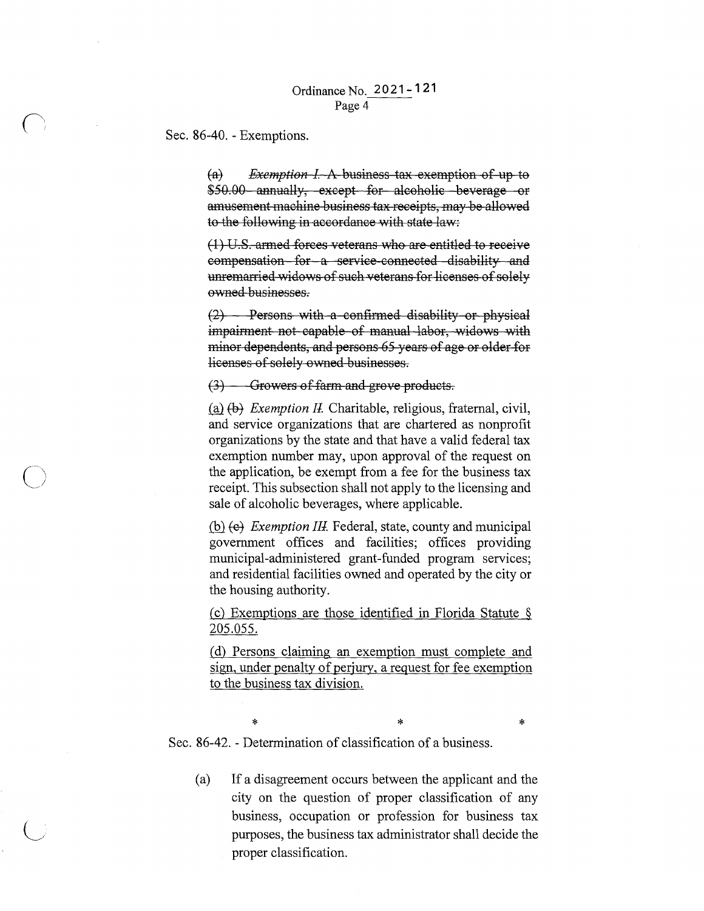Sec. 86-40. - Exemptions.

~~(a) *Exemption I.* A business tax exemption of up to $50.00 annually, except for alcoholic beverage or amusement machine business tax receipts, may be allowed to the following in accordance with state law:~~

~~(1) U.S. armed forces veterans who are entitled to receive compensation for a service-connected disability and unremarried widows of such veterans for licenses of solely owned businesses.~~

~~(2) Persons with a confirmed disability or physical impairment not capable of manual labor, widows with minor dependents, and persons 65 years of age or older for licenses of solely owned businesses.~~

~~(3) Growers of farm and grove products.~~

<u>(a)</u> ~~(b)~~ *Exemption II.* Charitable, religious, fraternal, civil, and service organizations that are chartered as nonprofit organizations by the state and that have a valid federal tax exemption number may, upon approval of the request on the application, be exempt from a fee for the business tax receipt. This subsection shall not apply to the licensing and sale of alcoholic beverages, where applicable.

<u>(b)</u> ~~(c)~~ *Exemption III.* Federal, state, county and municipal government offices and facilities; offices providing municipal-administered grant-funded program services; and residential facilities owned and operated by the city or the housing authority.

<u>(c) Exemptions are those identified in Florida Statute § 205.055.</u>

<u>(d) Persons claiming an exemption must complete and sign, under penalty of perjury, a request for fee exemption to the business tax division.</u>

\* \* \*

Sec. 86-42. - Determination of classification of a business.

(a) If a disagreement occurs between the applicant and the city on the question of proper classification of any business, occupation or profession for business tax purposes, the business tax administrator shall decide the proper classification.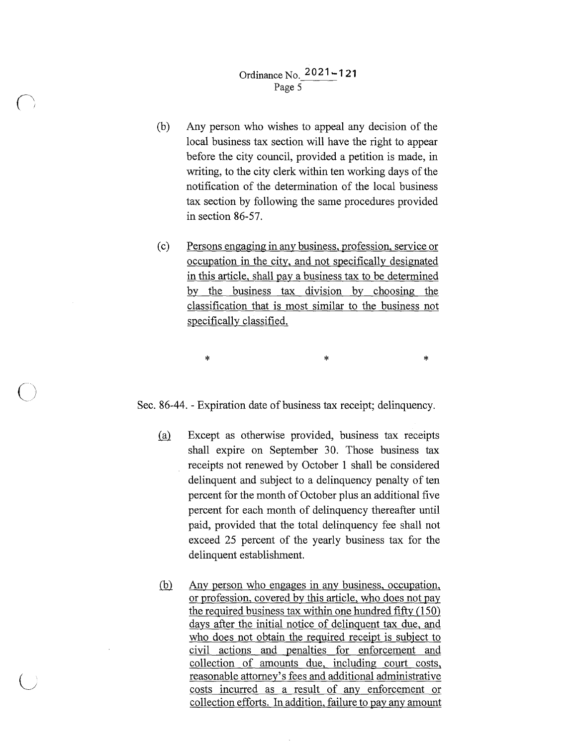(b) Any person who wishes to appeal any decision of the local business tax section will have the right to appear before the city council, provided a petition is made, in writing, to the city clerk within ten working days of the notification of the determination of the local business tax section by following the same procedures provided in section 86-57.

(c) <u>Persons engaging in any business, profession, service or occupation in the city, and not specifically designated in this article, shall pay a business tax to be determined by the business tax division by choosing the classification that is most similar to the business not specifically classified.</u>

\*　　　　　　　　\*　　　　　　　　\*

Sec. 86-44. - Expiration date of business tax receipt; delinquency.

<u>(a)</u> Except as otherwise provided, business tax receipts shall expire on September 30. Those business tax receipts not renewed by October 1 shall be considered delinquent and subject to a delinquency penalty of ten percent for the month of October plus an additional five percent for each month of delinquency thereafter until paid, provided that the total delinquency fee shall not exceed 25 percent of the yearly business tax for the delinquent establishment.

<u>(b)</u> <u>Any person who engages in any business, occupation, or profession, covered by this article, who does not pay the required business tax within one hundred fifty (150) days after the initial notice of delinquent tax due, and who does not obtain the required receipt is subject to civil actions and penalties for enforcement and collection of amounts due, including court costs, reasonable attorney's fees and additional administrative costs incurred as a result of any enforcement or collection efforts. In addition, failure to pay any amount</u>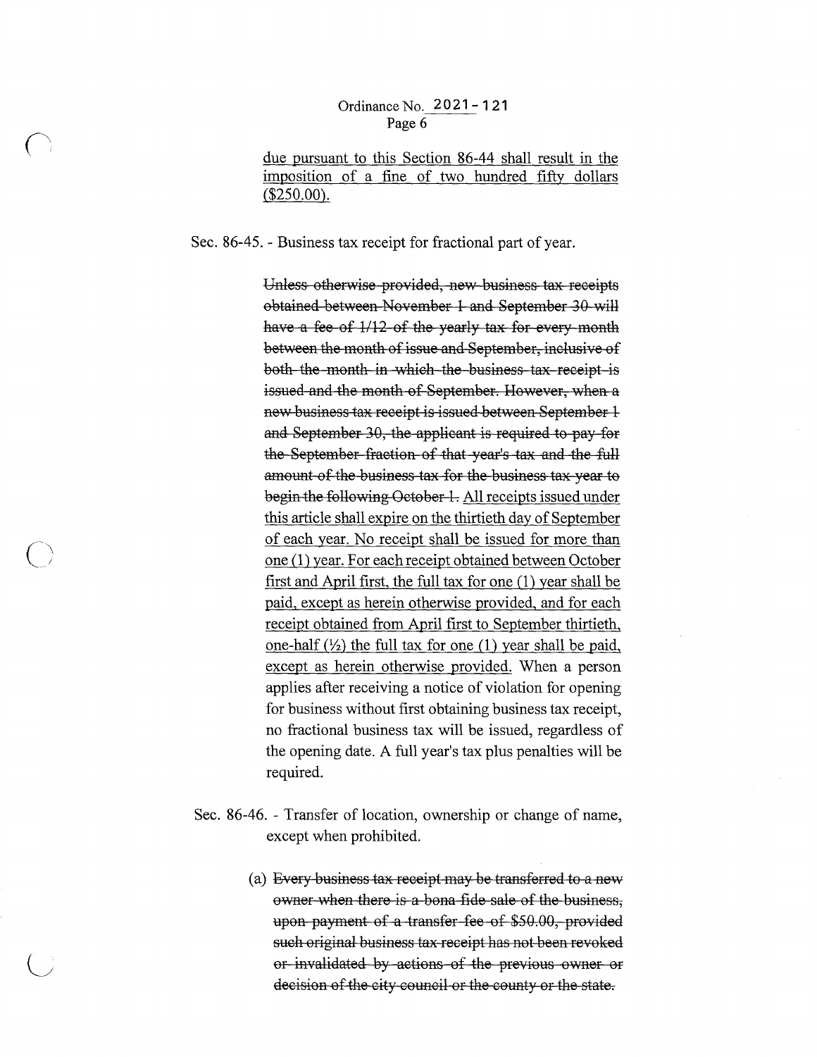due pursuant to this Section 86-44 shall result in the imposition of a fine of two hundred fifty dollars ($250.00).

Sec. 86-45. - Business tax receipt for fractional part of year.

~~Unless otherwise provided, new business tax receipts obtained between November 1 and September 30 will have a fee of 1/12 of the yearly tax for every month between the month of issue and September, inclusive of both the month in which the business tax receipt is issued and the month of September. However, when a new business tax receipt is issued between September 1 and September 30, the applicant is required to pay for the September fraction of that year's tax and the full amount of the business tax for the business tax year to begin the following October 1.~~ All receipts issued under this article shall expire on the thirtieth day of September of each year. No receipt shall be issued for more than one (1) year. For each receipt obtained between October first and April first, the full tax for one (1) year shall be paid, except as herein otherwise provided, and for each receipt obtained from April first to September thirtieth, one-half (½) the full tax for one (1) year shall be paid, except as herein otherwise provided. When a person applies after receiving a notice of violation for opening for business without first obtaining business tax receipt, no fractional business tax will be issued, regardless of the opening date. A full year's tax plus penalties will be required.

Sec. 86-46. - Transfer of location, ownership or change of name, except when prohibited.

(a) ~~Every business tax receipt may be transferred to a new owner when there is a bona fide sale of the business, upon payment of a transfer fee of $50.00, provided such original business tax receipt has not been revoked or invalidated by actions of the previous owner or decision of the city council or the county or the state.~~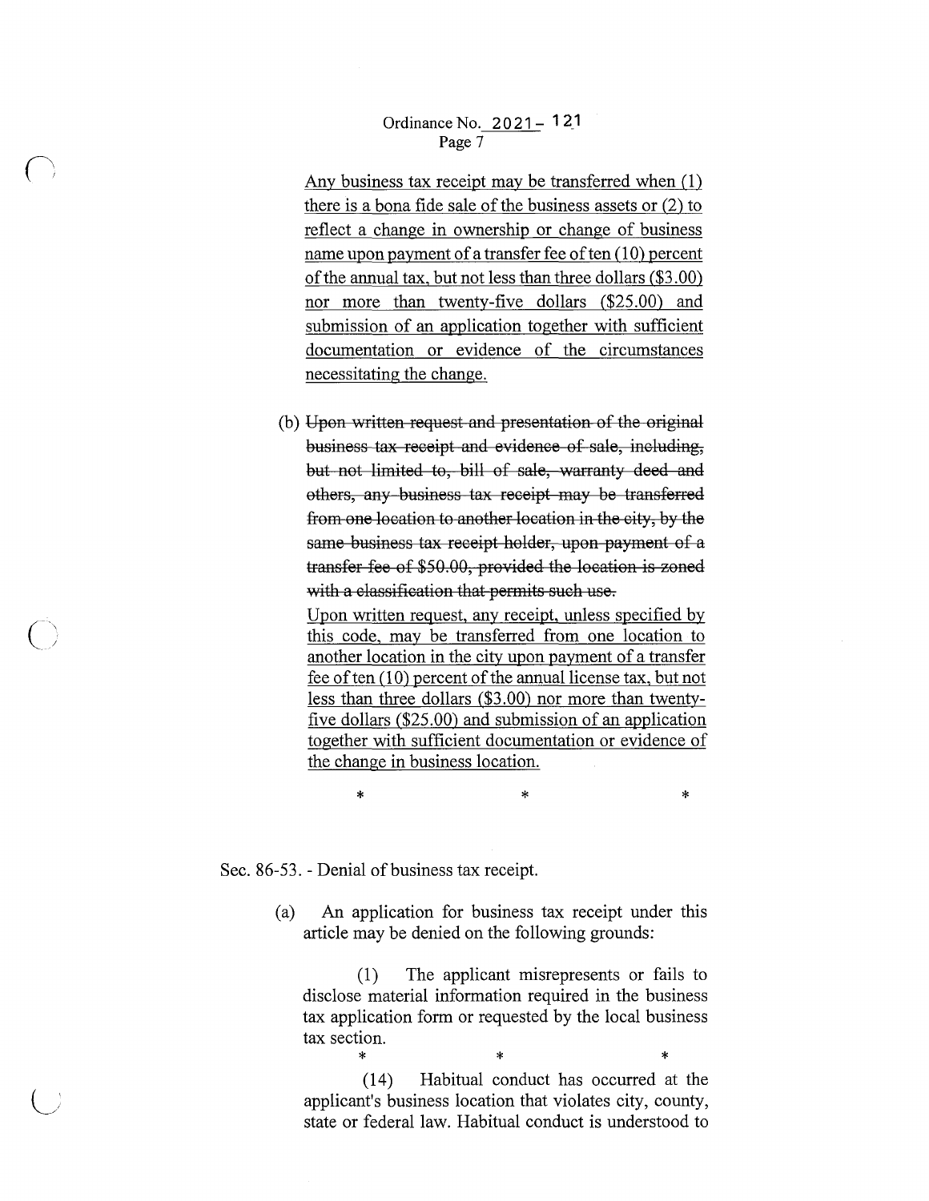Any business tax receipt may be transferred when (1) there is a bona fide sale of the business assets or (2) to reflect a change in ownership or change of business name upon payment of a transfer fee of ten (10) percent of the annual tax, but not less than three dollars ($3.00) nor more than twenty-five dollars ($25.00) and submission of an application together with sufficient documentation or evidence of the circumstances necessitating the change.

(b) ~~Upon written request and presentation of the original business tax receipt and evidence of sale, including, but not limited to, bill of sale, warranty deed and others, any business tax receipt may be transferred from one location to another location in the city, by the same business tax receipt holder, upon payment of a transfer fee of $50.00, provided the location is zoned with a classification that permits such use.~~

Upon written request, any receipt, unless specified by this code, may be transferred from one location to another location in the city upon payment of a transfer fee of ten (10) percent of the annual license tax, but not less than three dollars ($3.00) nor more than twenty-five dollars ($25.00) and submission of an application together with sufficient documentation or evidence of the change in business location.

\* \* \*

Sec. 86-53. - Denial of business tax receipt.

(a) An application for business tax receipt under this article may be denied on the following grounds:

(1) The applicant misrepresents or fails to disclose material information required in the business tax application form or requested by the local business tax section.

\* \* \*

(14) Habitual conduct has occurred at the applicant's business location that violates city, county, state or federal law. Habitual conduct is understood to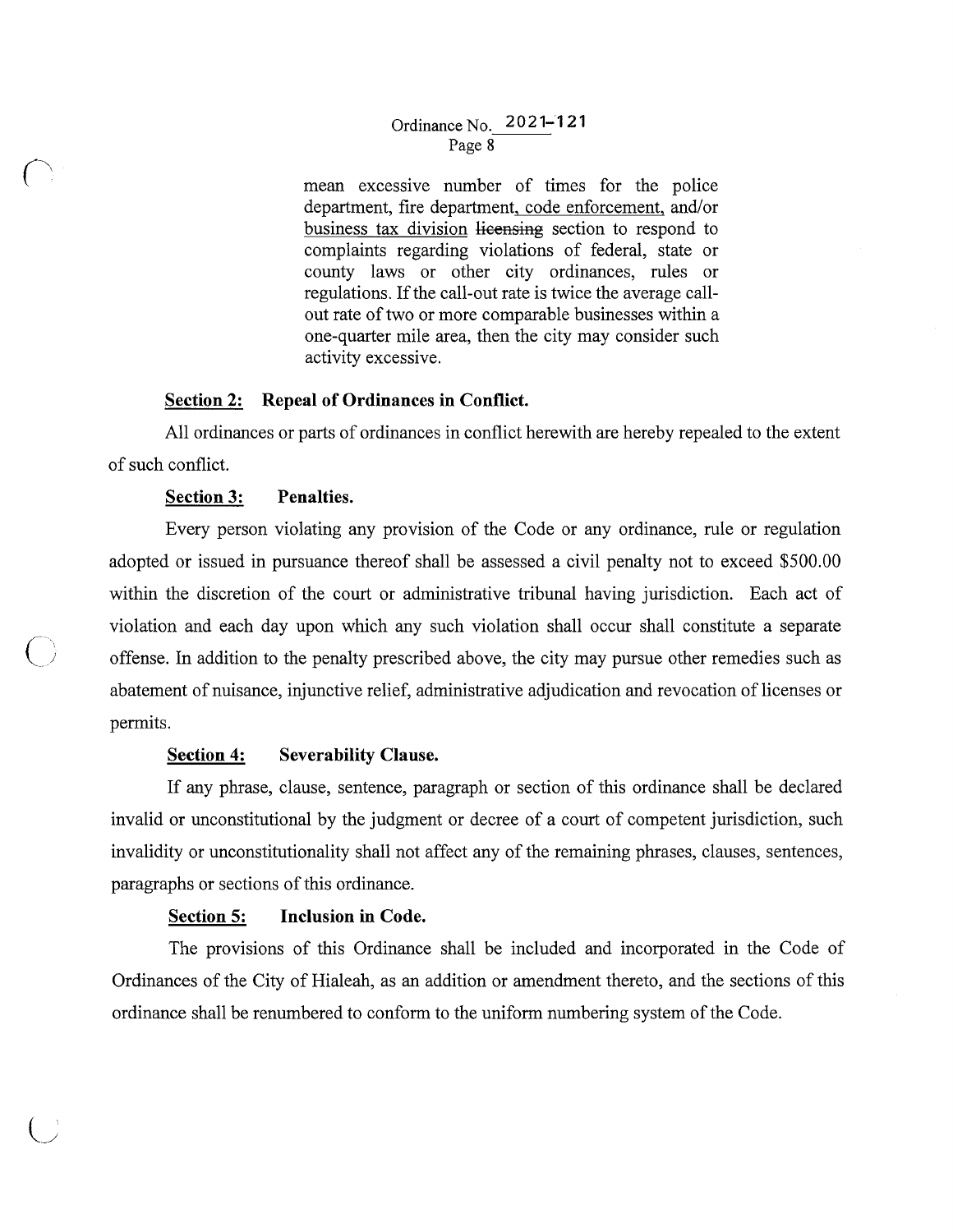mean excessive number of times for the police department, fire department, code enforcement, and/or business tax division ~~licensing~~ section to respond to complaints regarding violations of federal, state or county laws or other city ordinances, rules or regulations. If the call-out rate is twice the average call-out rate of two or more comparable businesses within a one-quarter mile area, then the city may consider such activity excessive.

**Section 2: Repeal of Ordinances in Conflict.**

All ordinances or parts of ordinances in conflict herewith are hereby repealed to the extent of such conflict.

**Section 3: Penalties.**

Every person violating any provision of the Code or any ordinance, rule or regulation adopted or issued in pursuance thereof shall be assessed a civil penalty not to exceed $500.00 within the discretion of the court or administrative tribunal having jurisdiction. Each act of violation and each day upon which any such violation shall occur shall constitute a separate offense. In addition to the penalty prescribed above, the city may pursue other remedies such as abatement of nuisance, injunctive relief, administrative adjudication and revocation of licenses or permits.

**Section 4: Severability Clause.**

If any phrase, clause, sentence, paragraph or section of this ordinance shall be declared invalid or unconstitutional by the judgment or decree of a court of competent jurisdiction, such invalidity or unconstitutionality shall not affect any of the remaining phrases, clauses, sentences, paragraphs or sections of this ordinance.

**Section 5: Inclusion in Code.**

The provisions of this Ordinance shall be included and incorporated in the Code of Ordinances of the City of Hialeah, as an addition or amendment thereto, and the sections of this ordinance shall be renumbered to conform to the uniform numbering system of the Code.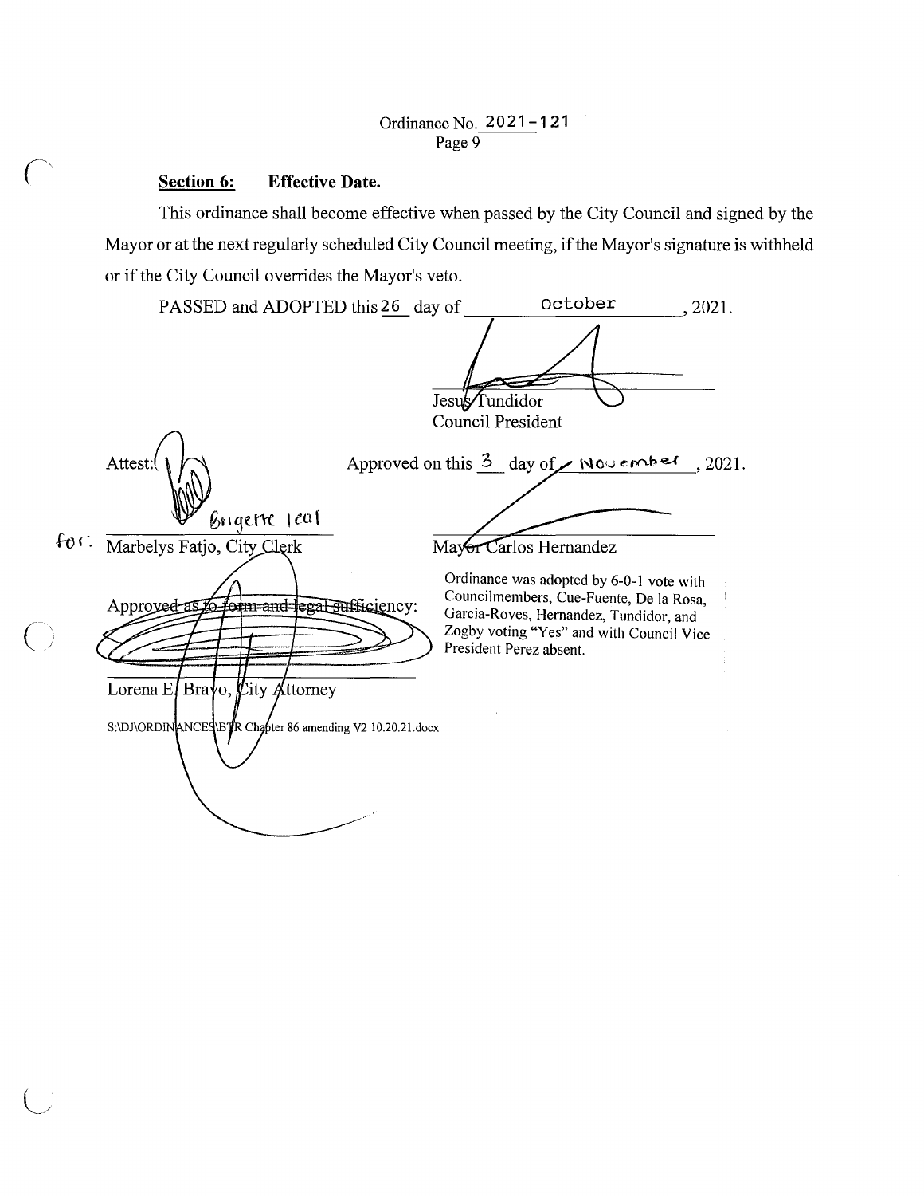Ordinance No. 2021-121

**Section 6: Effective Date.**

This ordinance shall become effective when passed by the City Council and signed by the Mayor or at the next regularly scheduled City Council meeting, if the Mayor's signature is withheld or if the City Council overrides the Mayor's veto.

PASSED and ADOPTED this 26 day of October, 2021.

Jesus Tundidor
Council President

Attest:

Brigette Leal
for: Marbelys Fatjo, City Clerk

Approved on this 3 day of November, 2021.

Mayor Carlos Hernandez

Approved as to form and legal sufficiency:

Lorena E. Bravo, City Attorney

Ordinance was adopted by 6-0-1 vote with Councilmembers, Cue-Fuente, De la Rosa, Garcia-Roves, Hernandez, Tundidor, and Zogby voting "Yes" and with Council Vice President Perez absent.

S:\DJ\ORDINANCES\BTR Chapter 86 amending V2 10.20.21.docx